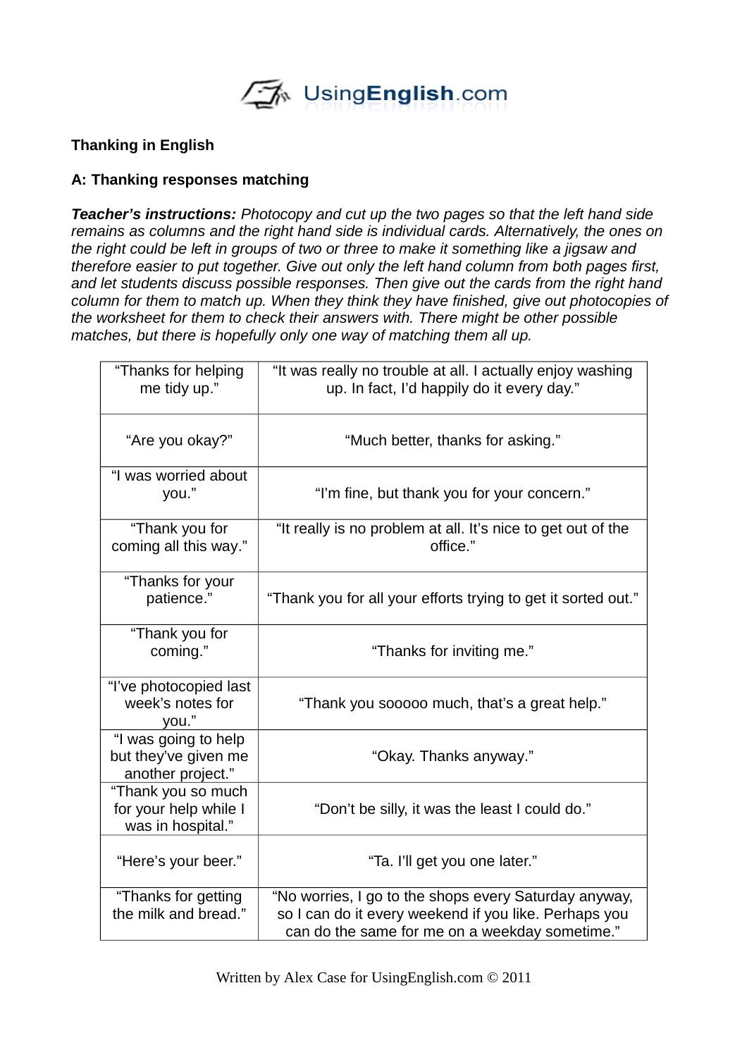UsingEnglish.com

**Thanking in English**

**A: Thanking responses matching**

***Teacher's instructions:*** *Photocopy and cut up the two pages so that the left hand side remains as columns and the right hand side is individual cards. Alternatively, the ones on the right could be left in groups of two or three to make it something like a jigsaw and therefore easier to put together. Give out only the left hand column from both pages first, and let students discuss possible responses. Then give out the cards from the right hand column for them to match up. When they think they have finished, give out photocopies of the worksheet for them to check their answers with. There might be other possible matches, but there is hopefully only one way of matching them all up.*

| | |
|---|---|
| "Thanks for helping me tidy up." | "It was really no trouble at all. I actually enjoy washing up. In fact, I'd happily do it every day." |
| "Are you okay?" | "Much better, thanks for asking." |
| "I was worried about you." | "I'm fine, but thank you for your concern." |
| "Thank you for coming all this way." | "It really is no problem at all. It's nice to get out of the office." |
| "Thanks for your patience." | "Thank you for all your efforts trying to get it sorted out." |
| "Thank you for coming." | "Thanks for inviting me." |
| "I've photocopied last week's notes for you." | "Thank you sooooo much, that's a great help." |
| "I was going to help but they've given me another project." | "Okay. Thanks anyway." |
| "Thank you so much for your help while I was in hospital." | "Don't be silly, it was the least I could do." |
| "Here's your beer." | "Ta. I'll get you one later." |
| "Thanks for getting the milk and bread." | "No worries, I go to the shops every Saturday anyway, so I can do it every weekend if you like. Perhaps you can do the same for me on a weekday sometime." |

Written by Alex Case for UsingEnglish.com © 2011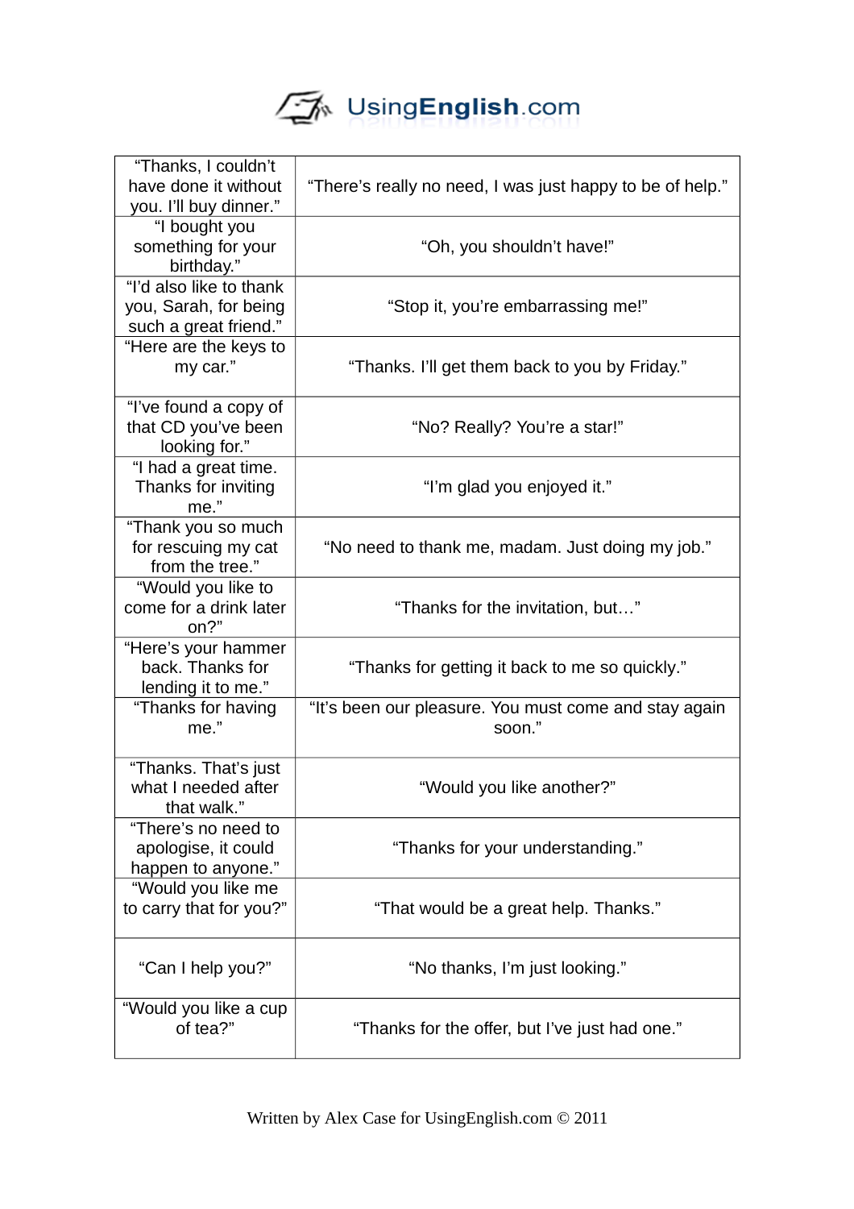| | |
|---|---|
| "Thanks, I couldn't have done it without you. I'll buy dinner." | "There's really no need, I was just happy to be of help." |
| "I bought you something for your birthday." | "Oh, you shouldn't have!" |
| "I'd also like to thank you, Sarah, for being such a great friend." | "Stop it, you're embarrassing me!" |
| "Here are the keys to my car." | "Thanks. I'll get them back to you by Friday." |
| "I've found a copy of that CD you've been looking for." | "No? Really? You're a star!" |
| "I had a great time. Thanks for inviting me." | "I'm glad you enjoyed it." |
| "Thank you so much for rescuing my cat from the tree." | "No need to thank me, madam. Just doing my job." |
| "Would you like to come for a drink later on?" | "Thanks for the invitation, but…" |
| "Here's your hammer back. Thanks for lending it to me." | "Thanks for getting it back to me so quickly." |
| "Thanks for having me." | "It's been our pleasure. You must come and stay again soon." |
| "Thanks. That's just what I needed after that walk." | "Would you like another?" |
| "There's no need to apologise, it could happen to anyone." | "Thanks for your understanding." |
| "Would you like me to carry that for you?" | "That would be a great help. Thanks." |
| "Can I help you?" | "No thanks, I'm just looking." |
| "Would you like a cup of tea?" | "Thanks for the offer, but I've just had one." |

Written by Alex Case for UsingEnglish.com © 2011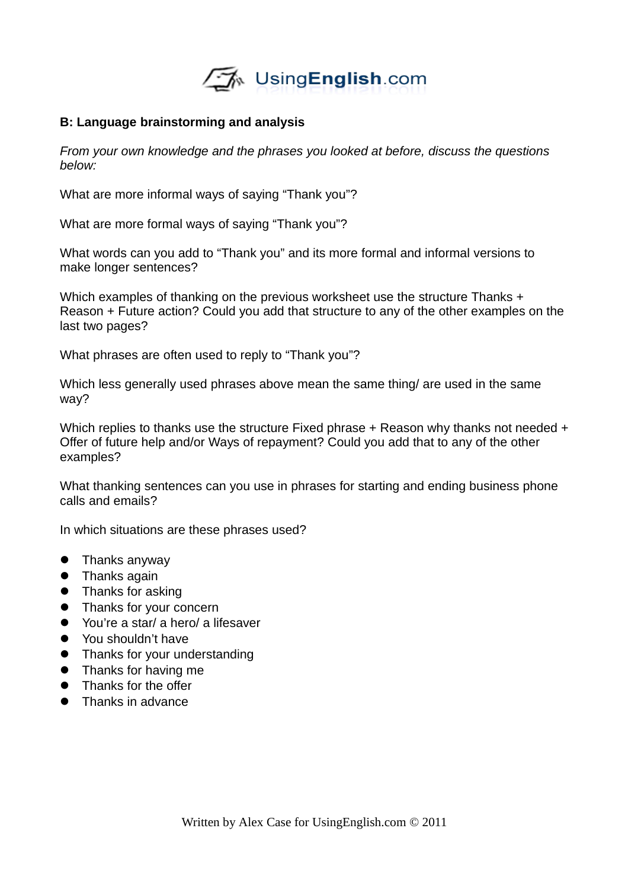## B: Language brainstorming and analysis

*From your own knowledge and the phrases you looked at before, discuss the questions below:*

What are more informal ways of saying “Thank you”?

What are more formal ways of saying “Thank you”?

What words can you add to “Thank you” and its more formal and informal versions to make longer sentences?

Which examples of thanking on the previous worksheet use the structure Thanks + Reason + Future action? Could you add that structure to any of the other examples on the last two pages?

What phrases are often used to reply to “Thank you”?

Which less generally used phrases above mean the same thing/ are used in the same way?

Which replies to thanks use the structure Fixed phrase + Reason why thanks not needed + Offer of future help and/or Ways of repayment? Could you add that to any of the other examples?

What thanking sentences can you use in phrases for starting and ending business phone calls and emails?

In which situations are these phrases used?

- Thanks anyway
- Thanks again
- Thanks for asking
- Thanks for your concern
- You’re a star/ a hero/ a lifesaver
- You shouldn’t have
- Thanks for your understanding
- Thanks for having me
- Thanks for the offer
- Thanks in advance

Written by Alex Case for UsingEnglish.com © 2011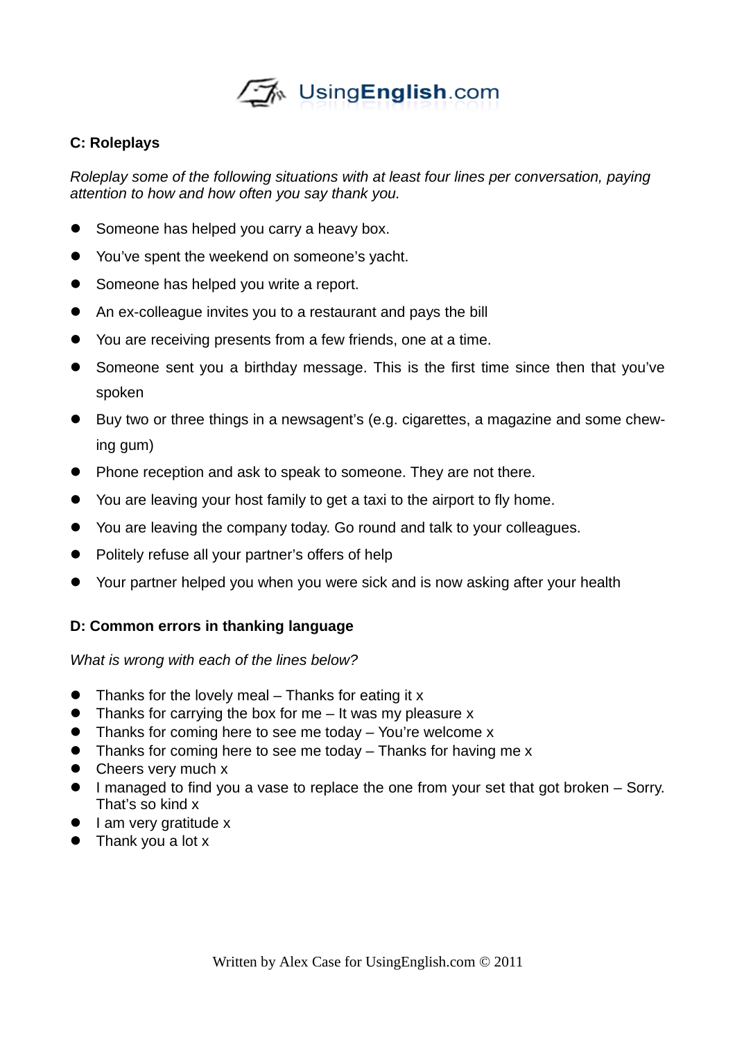**C: Roleplays**

*Roleplay some of the following situations with at least four lines per conversation, paying attention to how and how often you say thank you.*

- Someone has helped you carry a heavy box.
- You've spent the weekend on someone's yacht.
- Someone has helped you write a report.
- An ex-colleague invites you to a restaurant and pays the bill
- You are receiving presents from a few friends, one at a time.
- Someone sent you a birthday message. This is the first time since then that you've spoken
- Buy two or three things in a newsagent's (e.g. cigarettes, a magazine and some chewing gum)
- Phone reception and ask to speak to someone. They are not there.
- You are leaving your host family to get a taxi to the airport to fly home.
- You are leaving the company today. Go round and talk to your colleagues.
- Politely refuse all your partner's offers of help
- Your partner helped you when you were sick and is now asking after your health

**D: Common errors in thanking language**

*What is wrong with each of the lines below?*

- Thanks for the lovely meal – Thanks for eating it x
- Thanks for carrying the box for me – It was my pleasure x
- Thanks for coming here to see me today – You're welcome x
- Thanks for coming here to see me today – Thanks for having me x
- Cheers very much x
- I managed to find you a vase to replace the one from your set that got broken – Sorry. That's so kind x
- I am very gratitude x
- Thank you a lot x

Written by Alex Case for UsingEnglish.com © 2011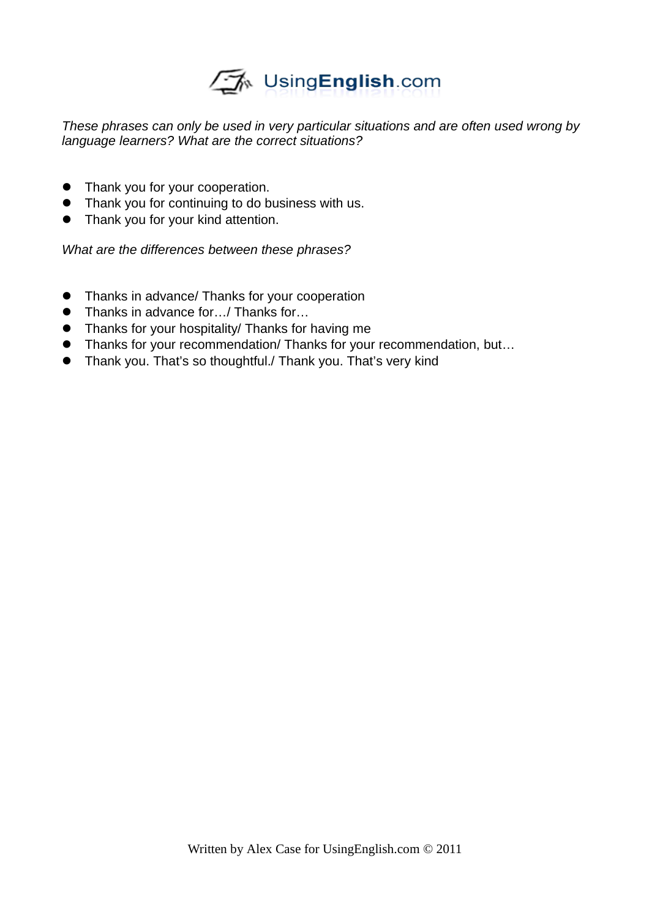*These phrases can only be used in very particular situations and are often used wrong by language learners? What are the correct situations?*

- Thank you for your cooperation.
- Thank you for continuing to do business with us.
- Thank you for your kind attention.

*What are the differences between these phrases?*

- Thanks in advance/ Thanks for your cooperation
- Thanks in advance for…/ Thanks for…
- Thanks for your hospitality/ Thanks for having me
- Thanks for your recommendation/ Thanks for your recommendation, but…
- Thank you. That's so thoughtful./ Thank you. That's very kind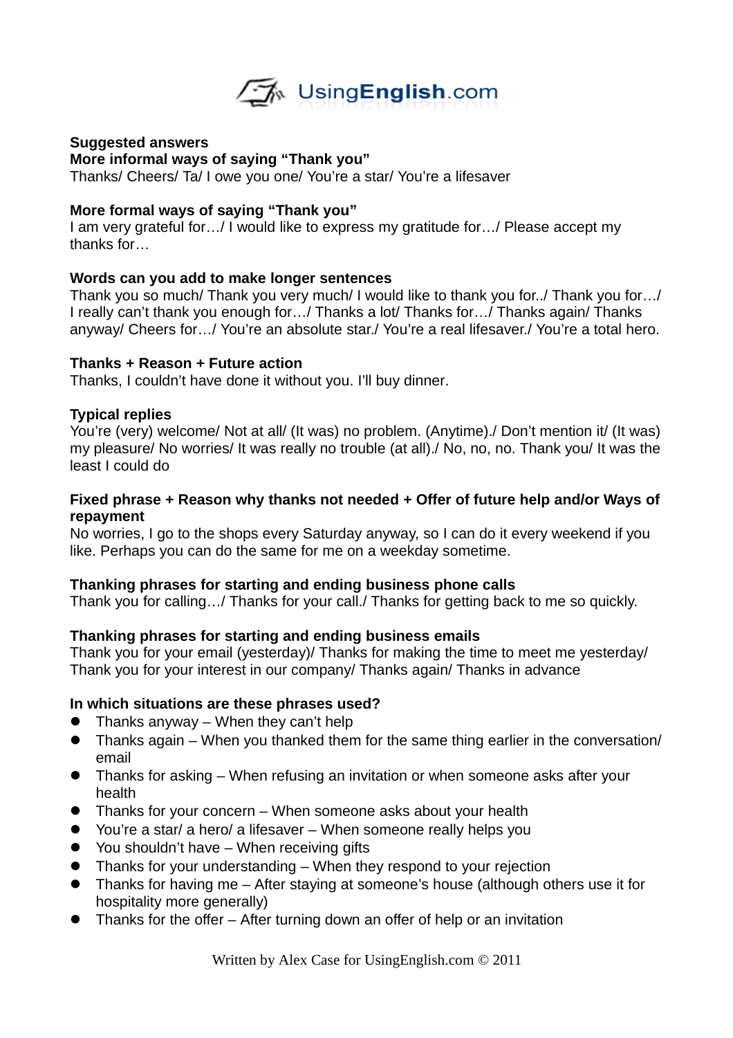**Suggested answers**

**More informal ways of saying "Thank you"**

Thanks/ Cheers/ Ta/ I owe you one/ You're a star/ You're a lifesaver

**More formal ways of saying "Thank you"**

I am very grateful for…/ I would like to express my gratitude for…/ Please accept my thanks for…

**Words can you add to make longer sentences**

Thank you so much/ Thank you very much/ I would like to thank you for../ Thank you for…/ I really can't thank you enough for…/ Thanks a lot/ Thanks for…/ Thanks again/ Thanks anyway/ Cheers for…/ You're an absolute star./ You're a real lifesaver./ You're a total hero.

**Thanks + Reason + Future action**

Thanks, I couldn't have done it without you. I'll buy dinner.

**Typical replies**

You're (very) welcome/ Not at all/ (It was) no problem. (Anytime)./ Don't mention it/ (It was) my pleasure/ No worries/ It was really no trouble (at all)./ No, no, no. Thank you/ It was the least I could do

**Fixed phrase + Reason why thanks not needed + Offer of future help and/or Ways of repayment**

No worries, I go to the shops every Saturday anyway, so I can do it every weekend if you like. Perhaps you can do the same for me on a weekday sometime.

**Thanking phrases for starting and ending business phone calls**

Thank you for calling…/ Thanks for your call./ Thanks for getting back to me so quickly.

**Thanking phrases for starting and ending business emails**

Thank you for your email (yesterday)/ Thanks for making the time to meet me yesterday/ Thank you for your interest in our company/ Thanks again/ Thanks in advance

**In which situations are these phrases used?**

- Thanks anyway – When they can't help
- Thanks again – When you thanked them for the same thing earlier in the conversation/ email
- Thanks for asking – When refusing an invitation or when someone asks after your health
- Thanks for your concern – When someone asks about your health
- You're a star/ a hero/ a lifesaver – When someone really helps you
- You shouldn't have – When receiving gifts
- Thanks for your understanding – When they respond to your rejection
- Thanks for having me – After staying at someone's house (although others use it for hospitality more generally)
- Thanks for the offer – After turning down an offer of help or an invitation

Written by Alex Case for UsingEnglish.com © 2011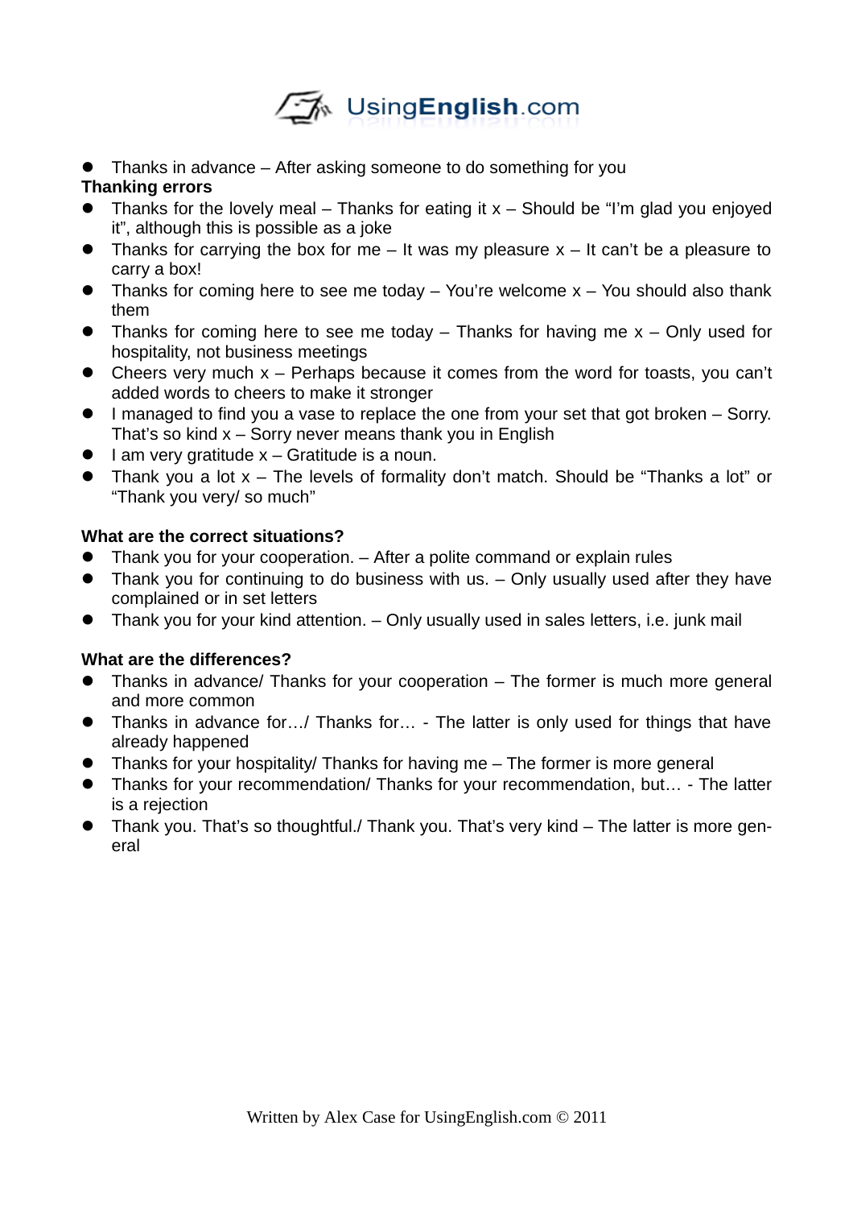- Thanks in advance – After asking someone to do something for you

**Thanking errors**

- Thanks for the lovely meal – Thanks for eating it x – Should be "I'm glad you enjoyed it", although this is possible as a joke
- Thanks for carrying the box for me – It was my pleasure x – It can't be a pleasure to carry a box!
- Thanks for coming here to see me today – You're welcome x – You should also thank them
- Thanks for coming here to see me today – Thanks for having me x – Only used for hospitality, not business meetings
- Cheers very much x – Perhaps because it comes from the word for toasts, you can't added words to cheers to make it stronger
- I managed to find you a vase to replace the one from your set that got broken – Sorry. That's so kind x – Sorry never means thank you in English
- I am very gratitude x – Gratitude is a noun.
- Thank you a lot x – The levels of formality don't match. Should be "Thanks a lot" or "Thank you very/ so much"

**What are the correct situations?**

- Thank you for your cooperation. – After a polite command or explain rules
- Thank you for continuing to do business with us. – Only usually used after they have complained or in set letters
- Thank you for your kind attention. – Only usually used in sales letters, i.e. junk mail

**What are the differences?**

- Thanks in advance/ Thanks for your cooperation – The former is much more general and more common
- Thanks in advance for…/ Thanks for… - The latter is only used for things that have already happened
- Thanks for your hospitality/ Thanks for having me – The former is more general
- Thanks for your recommendation/ Thanks for your recommendation, but… - The latter is a rejection
- Thank you. That's so thoughtful./ Thank you. That's very kind – The latter is more general

Written by Alex Case for UsingEnglish.com © 2011